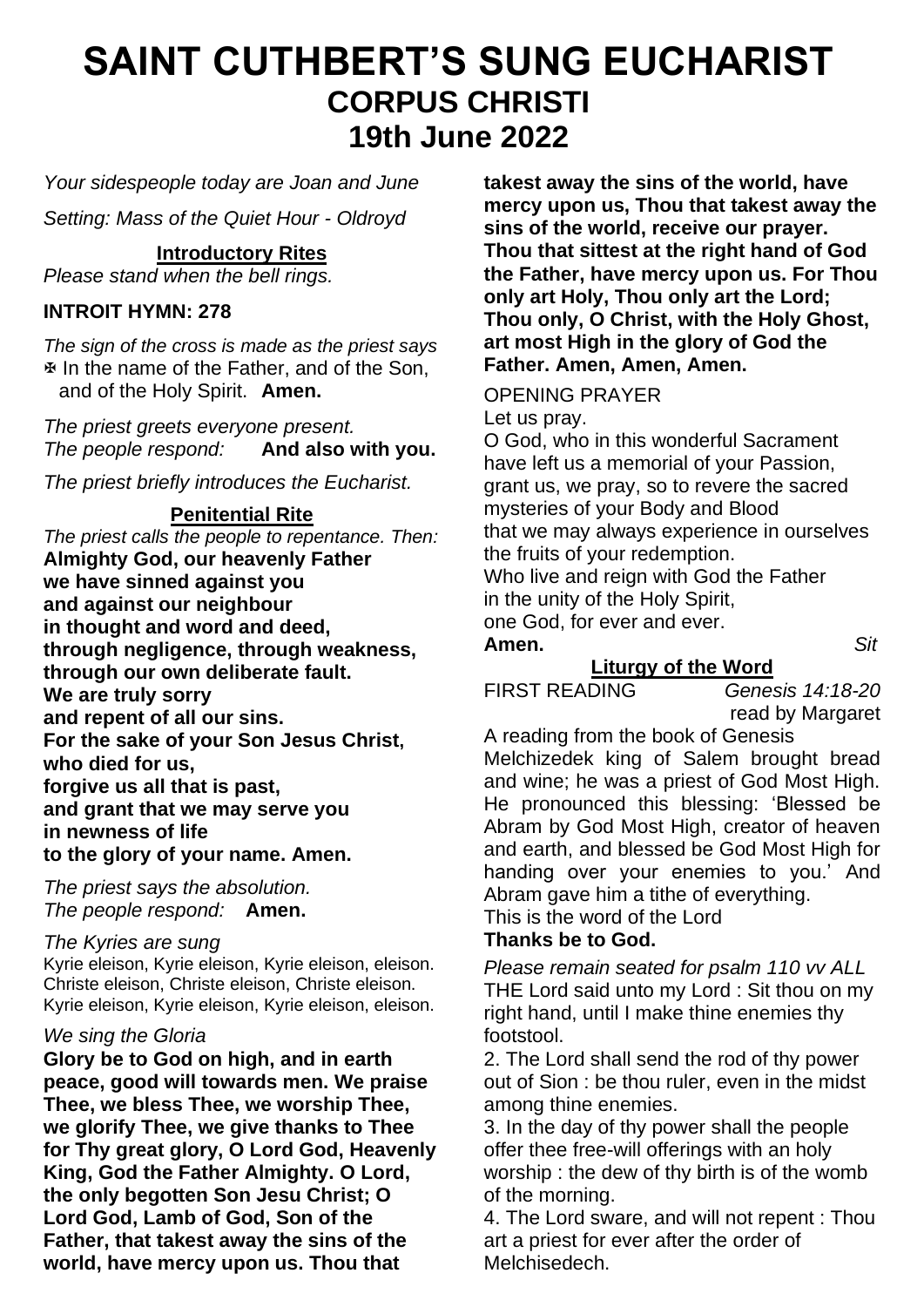# SAINT CUTHBERT'S SUNG EUCHARIST
## CORPUS CHRISTI
## 19th June 2022

*Your sidespeople today are Joan and June*

*Setting: Mass of the Quiet Hour - Oldroyd*

### Introductory Rites

*Please stand when the bell rings.*

**INTROIT HYMN: 278**

*The sign of the cross is made as the priest says*
✠ In the name of the Father, and of the Son, and of the Holy Spirit. **Amen.**

*The priest greets everyone present.*
*The people respond:* **And also with you.**

*The priest briefly introduces the Eucharist.*

### Penitential Rite

*The priest calls the people to repentance. Then:*
**Almighty God, our heavenly Father**
**we have sinned against you**
**and against our neighbour**
**in thought and word and deed,**
**through negligence, through weakness,**
**through our own deliberate fault.**
**We are truly sorry**
**and repent of all our sins.**
**For the sake of your Son Jesus Christ,**
**who died for us,**
**forgive us all that is past,**
**and grant that we may serve you**
**in newness of life**
**to the glory of your name. Amen.**

*The priest says the absolution.*
*The people respond:* **Amen.**

*The Kyries are sung*
Kyrie eleison, Kyrie eleison, Kyrie eleison, eleison.
Christe eleison, Christe eleison, Christe eleison.
Kyrie eleison, Kyrie eleison, Kyrie eleison, eleison.

*We sing the Gloria*
**Glory be to God on high, and in earth peace, good will towards men. We praise Thee, we bless Thee, we worship Thee, we glorify Thee, we give thanks to Thee for Thy great glory, O Lord God, Heavenly King, God the Father Almighty. O Lord, the only begotten Son Jesu Christ; O Lord God, Lamb of God, Son of the Father, that takest away the sins of the world, have mercy upon us. Thou that takest away the sins of the world, have mercy upon us, Thou that takest away the sins of the world, receive our prayer. Thou that sittest at the right hand of God the Father, have mercy upon us. For Thou only art Holy, Thou only art the Lord; Thou only, O Christ, with the Holy Ghost, art most High in the glory of God the Father. Amen, Amen, Amen.**

OPENING PRAYER
Let us pray.
O God, who in this wonderful Sacrament
have left us a memorial of your Passion,
grant us, we pray, so to revere the sacred
mysteries of your Body and Blood
that we may always experience in ourselves
the fruits of your redemption.
Who live and reign with God the Father
in the unity of the Holy Spirit,
one God, for ever and ever.
**Amen.** *Sit*

### Liturgy of the Word

FIRST READING *Genesis 14:18-20*
read by Margaret

A reading from the book of Genesis
Melchizedek king of Salem brought bread and wine; he was a priest of God Most High. He pronounced this blessing: 'Blessed be Abram by God Most High, creator of heaven and earth, and blessed be God Most High for handing over your enemies to you.' And Abram gave him a tithe of everything.
This is the word of the Lord
**Thanks be to God.**

*Please remain seated for psalm 110 vv ALL*
THE Lord said unto my Lord : Sit thou on my right hand, until I make thine enemies thy footstool.

2. The Lord shall send the rod of thy power out of Sion : be thou ruler, even in the midst among thine enemies.

3. In the day of thy power shall the people offer thee free-will offerings with an holy worship : the dew of thy birth is of the womb of the morning.

4. The Lord sware, and will not repent : Thou art a priest for ever after the order of Melchisedech.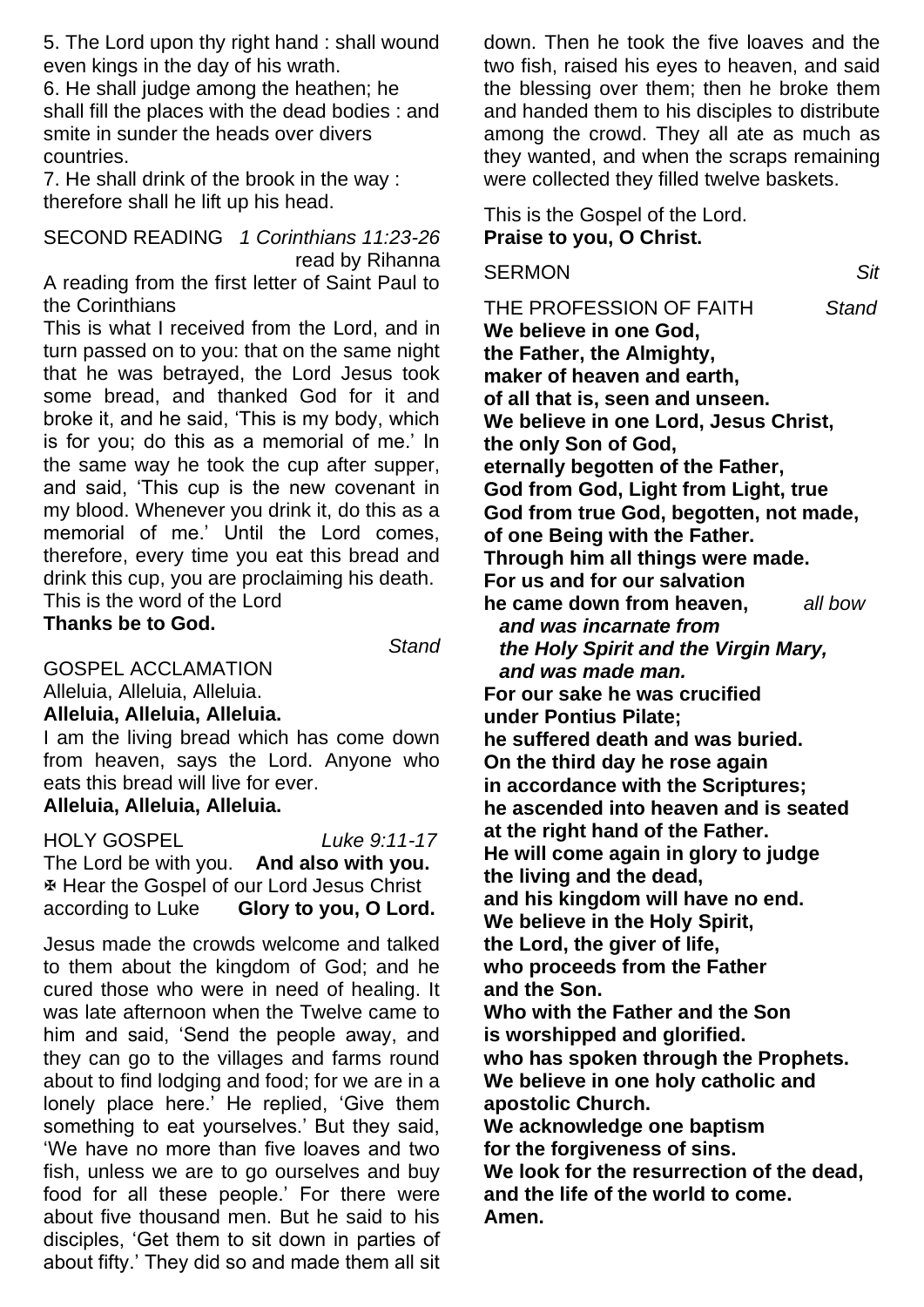5. The Lord upon thy right hand : shall wound even kings in the day of his wrath.
6. He shall judge among the heathen; he shall fill the places with the dead bodies : and smite in sunder the heads over divers countries.
7. He shall drink of the brook in the way : therefore shall he lift up his head.

SECOND READING *1 Corinthians 11:23-26*
read by Rihanna

A reading from the first letter of Saint Paul to the Corinthians

This is what I received from the Lord, and in turn passed on to you: that on the same night that he was betrayed, the Lord Jesus took some bread, and thanked God for it and broke it, and he said, 'This is my body, which is for you; do this as a memorial of me.' In the same way he took the cup after supper, and said, 'This cup is the new covenant in my blood. Whenever you drink it, do this as a memorial of me.' Until the Lord comes, therefore, every time you eat this bread and drink this cup, you are proclaiming his death.

This is the word of the Lord
**Thanks be to God.**

*Stand*

GOSPEL ACCLAMATION
Alleluia, Alleluia, Alleluia.
**Alleluia, Alleluia, Alleluia.**
I am the living bread which has come down from heaven, says the Lord. Anyone who eats this bread will live for ever.
**Alleluia, Alleluia, Alleluia.**

HOLY GOSPEL *Luke 9:11-17*
The Lord be with you. **And also with you.**
✠ Hear the Gospel of our Lord Jesus Christ according to Luke **Glory to you, O Lord.**

Jesus made the crowds welcome and talked to them about the kingdom of God; and he cured those who were in need of healing. It was late afternoon when the Twelve came to him and said, 'Send the people away, and they can go to the villages and farms round about to find lodging and food; for we are in a lonely place here.' He replied, 'Give them something to eat yourselves.' But they said, 'We have no more than five loaves and two fish, unless we are to go ourselves and buy food for all these people.' For there were about five thousand men. But he said to his disciples, 'Get them to sit down in parties of about fifty.' They did so and made them all sit down. Then he took the five loaves and the two fish, raised his eyes to heaven, and said the blessing over them; then he broke them and handed them to his disciples to distribute among the crowd. They all ate as much as they wanted, and when the scraps remaining were collected they filled twelve baskets.

This is the Gospel of the Lord.
**Praise to you, O Christ.**

SERMON *Sit*

THE PROFESSION OF FAITH *Stand*

**We believe in one God,
the Father, the Almighty,
maker of heaven and earth,
of all that is, seen and unseen.
We believe in one Lord, Jesus Christ,
the only Son of God,
eternally begotten of the Father,
God from God, Light from Light, true
God from true God, begotten, not made,
of one Being with the Father.
Through him all things were made.
For us and for our salvation
he came down from heaven,** *all bow*
***and was incarnate from
the Holy Spirit and the Virgin Mary,
and was made man.***
**For our sake he was crucified
under Pontius Pilate;
he suffered death and was buried.
On the third day he rose again
in accordance with the Scriptures;
he ascended into heaven and is seated
at the right hand of the Father.
He will come again in glory to judge
the living and the dead,
and his kingdom will have no end.
We believe in the Holy Spirit,
the Lord, the giver of life,
who proceeds from the Father
and the Son.
Who with the Father and the Son
is worshipped and glorified.
who has spoken through the Prophets.
We believe in one holy catholic and
apostolic Church.
We acknowledge one baptism
for the forgiveness of sins.
We look for the resurrection of the dead,
and the life of the world to come.
Amen.**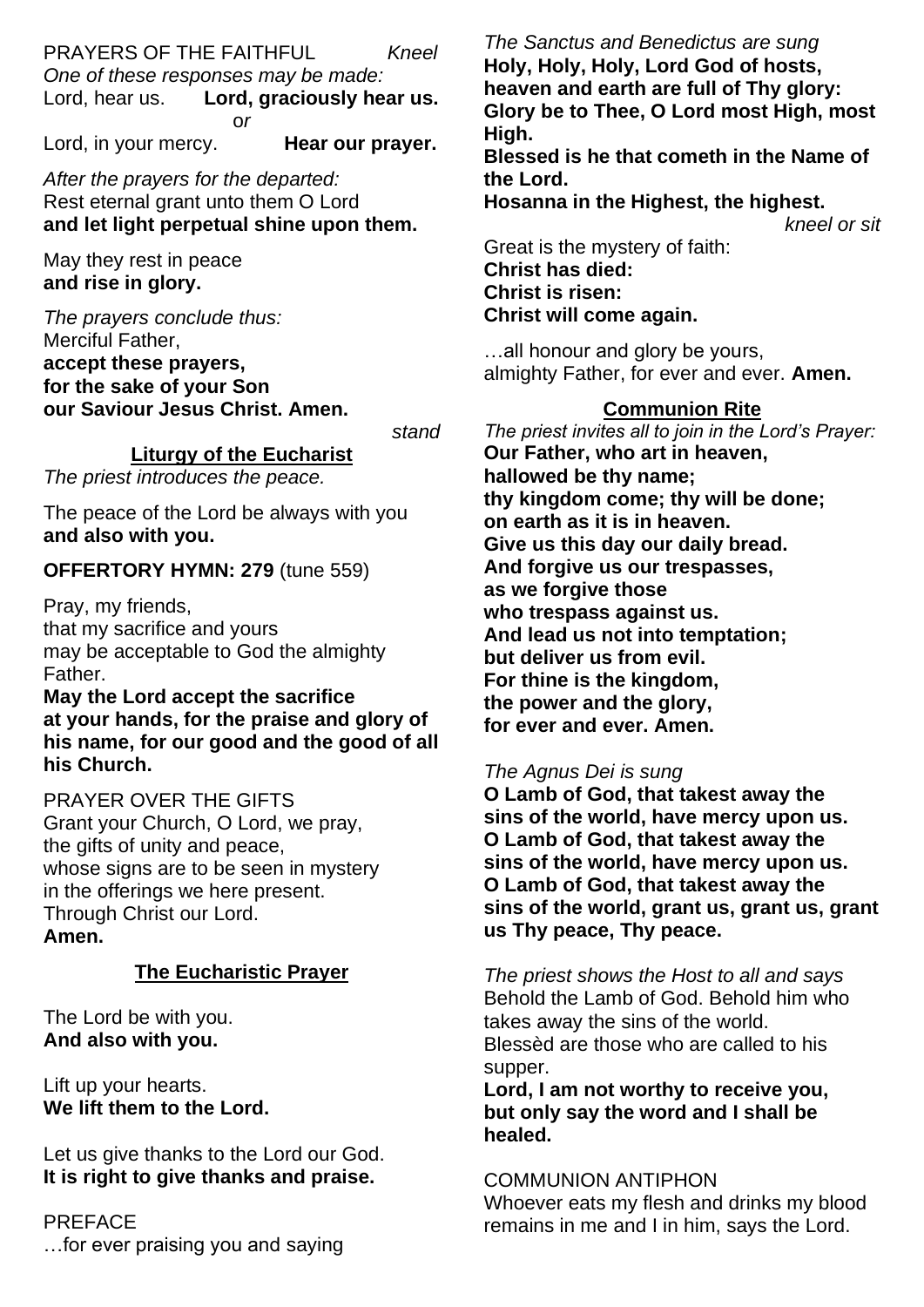PRAYERS OF THE FAITHFUL *Kneel*

*One of these responses may be made:*

Lord, hear us. **Lord, graciously hear us.**

*or*

Lord, in your mercy. **Hear our prayer.**

*After the prayers for the departed:*

Rest eternal grant unto them O Lord
**and let light perpetual shine upon them.**

May they rest in peace
**and rise in glory.**

*The prayers conclude thus:*

Merciful Father,
**accept these prayers,**
**for the sake of your Son**
**our Saviour Jesus Christ. Amen.**

*stand*

## Liturgy of the Eucharist

*The priest introduces the peace.*

The peace of the Lord always with you
**and also with you.**

**OFFERTORY HYMN: 279** (tune 559)

Pray, my friends,
that my sacrifice and yours
may be acceptable to God the almighty Father.
**May the Lord accept the sacrifice at your hands, for the praise and glory of his name, for our good and the good of all his Church.**

PRAYER OVER THE GIFTS
Grant your Church, O Lord, we pray,
the gifts of unity and peace,
whose signs are to be seen in mystery
in the offerings we here present.
Through Christ our Lord.
**Amen.**

## The Eucharistic Prayer

The Lord be with you.
**And also with you.**

Lift up your hearts.
**We lift them to the Lord.**

Let us give thanks to the Lord our God.
**It is right to give thanks and praise.**

PREFACE
…for ever praising you and saying

*The Sanctus and Benedictus are sung*

**Holy, Holy, Holy, Lord God of hosts, heaven and earth are full of Thy glory: Glory be to Thee, O Lord most High, most High.**
**Blessed is he that cometh in the Name of the Lord.**
**Hosanna in the Highest, the highest.**

*kneel or sit*

Great is the mystery of faith:
**Christ has died:**
**Christ is risen:**
**Christ will come again.**

…all honour and glory be yours,
almighty Father, for ever and ever. **Amen.**

## Communion Rite

*The priest invites all to join in the Lord's Prayer:*

**Our Father, who art in heaven,**
**hallowed be thy name;**
**thy kingdom come; thy will be done;**
**on earth as it is in heaven.**
**Give us this day our daily bread.**
**And forgive us our trespasses,**
**as we forgive those**
**who trespass against us.**
**And lead us not into temptation;**
**but deliver us from evil.**
**For thine is the kingdom,**
**the power and the glory,**
**for ever and ever. Amen.**

*The Agnus Dei is sung*

**O Lamb of God, that takest away the sins of the world, have mercy upon us.**
**O Lamb of God, that takest away the sins of the world, have mercy upon us.**
**O Lamb of God, that takest away the sins of the world, grant us, grant us, grant us Thy peace, Thy peace.**

*The priest shows the Host to all and says*

Behold the Lamb of God. Behold him who takes away the sins of the world.
Blessèd are those who are called to his supper.
**Lord, I am not worthy to receive you, but only say the word and I shall be healed.**

COMMUNION ANTIPHON
Whoever eats my flesh and drinks my blood remains in me and I in him, says the Lord.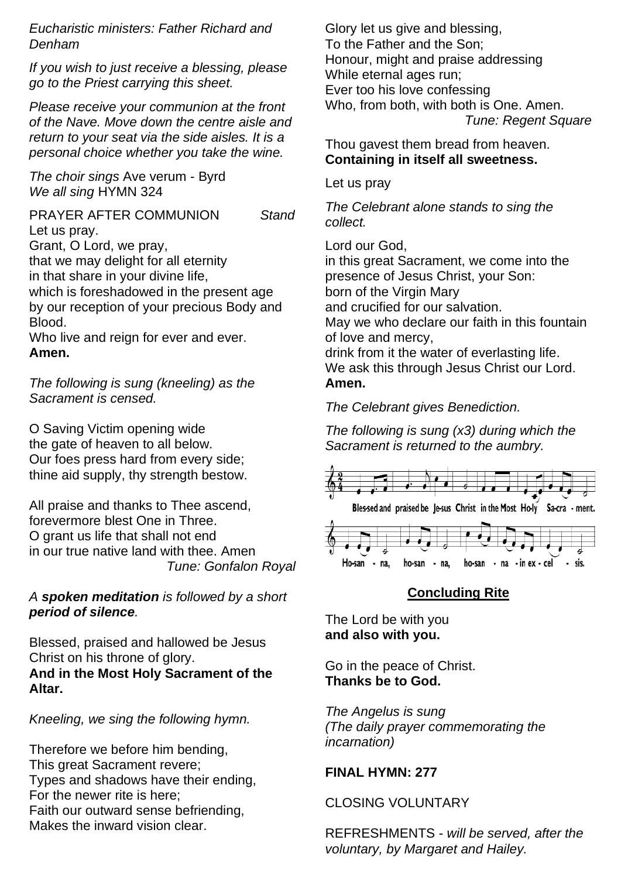*Eucharistic ministers: Father Richard and Denham*

*If you wish to just receive a blessing, please go to the Priest carrying this sheet.*

*Please receive your communion at the front of the Nave. Move down the centre aisle and return to your seat via the side aisles. It is a personal choice whether you take the wine.*

*The choir sings* Ave verum - Byrd
*We all sing* HYMN 324

PRAYER AFTER COMMUNION *Stand*
Let us pray.
Grant, O Lord, we pray,
that we may delight for all eternity
in that share in your divine life,
which is foreshadowed in the present age
by our reception of your precious Body and Blood.
Who live and reign for ever and ever.
**Amen.**

*The following is sung (kneeling) as the Sacrament is censed.*

O Saving Victim opening wide
the gate of heaven to all below.
Our foes press hard from every side;
thine aid supply, thy strength bestow.

All praise and thanks to Thee ascend,
forevermore blest One in Three.
O grant us life that shall not end
in our true native land with thee. Amen
*Tune: Gonfalon Royal*

*A **spoken meditation** is followed by a short **period of silence**.*

Blessed, praised and hallowed be Jesus Christ on his throne of glory.
**And in the Most Holy Sacrament of the Altar.**

*Kneeling, we sing the following hymn.*

Therefore we before him bending,
This great Sacrament revere;
Types and shadows have their ending,
For the newer rite is here;
Faith our outward sense befriending,
Makes the inward vision clear.

Glory let us give and blessing,
To the Father and the Son;
Honour, might and praise addressing
While eternal ages run;
Ever too his love confessing
Who, from both, with both is One. Amen.
*Tune: Regent Square*

Thou gavest them bread from heaven.
**Containing in itself all sweetness.**

Let us pray

*The Celebrant alone stands to sing the collect.*

Lord our God,
in this great Sacrament, we come into the presence of Jesus Christ, your Son:
born of the Virgin Mary
and crucified for our salvation.
May we who declare our faith in this fountain of love and mercy,
drink from it the water of everlasting life.
We ask this through Jesus Christ our Lord.
**Amen.**

*The Celebrant gives Benediction.*

*The following is sung (x3) during which the Sacrament is returned to the aumbry.*

Blessed and praised be Jesus Christ in the Most Holy Sacrament.
Ho-san-na, ho-san-na, ho-san-na in ex-cel-sis.

## Concluding Rite

The Lord be with you
**and also with you.**

Go in the peace of Christ.
**Thanks be to God.**

*The Angelus is sung*
*(The daily prayer commemorating the incarnation)*

**FINAL HYMN: 277**

CLOSING VOLUNTARY

REFRESHMENTS - *will be served, after the voluntary, by Margaret and Hailey.*